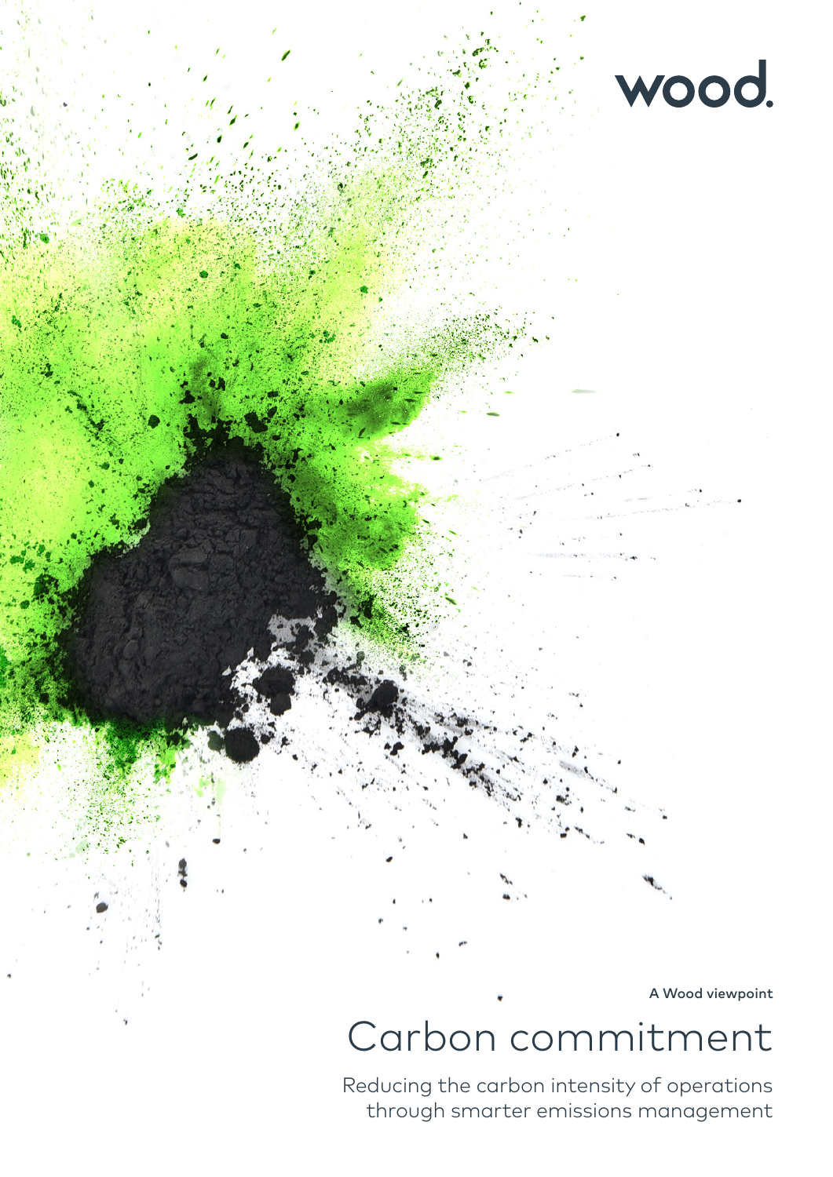wood.

A Wood viewpoint

# Carbon commitment

Reducing the carbon intensity of operations through smarter emissions management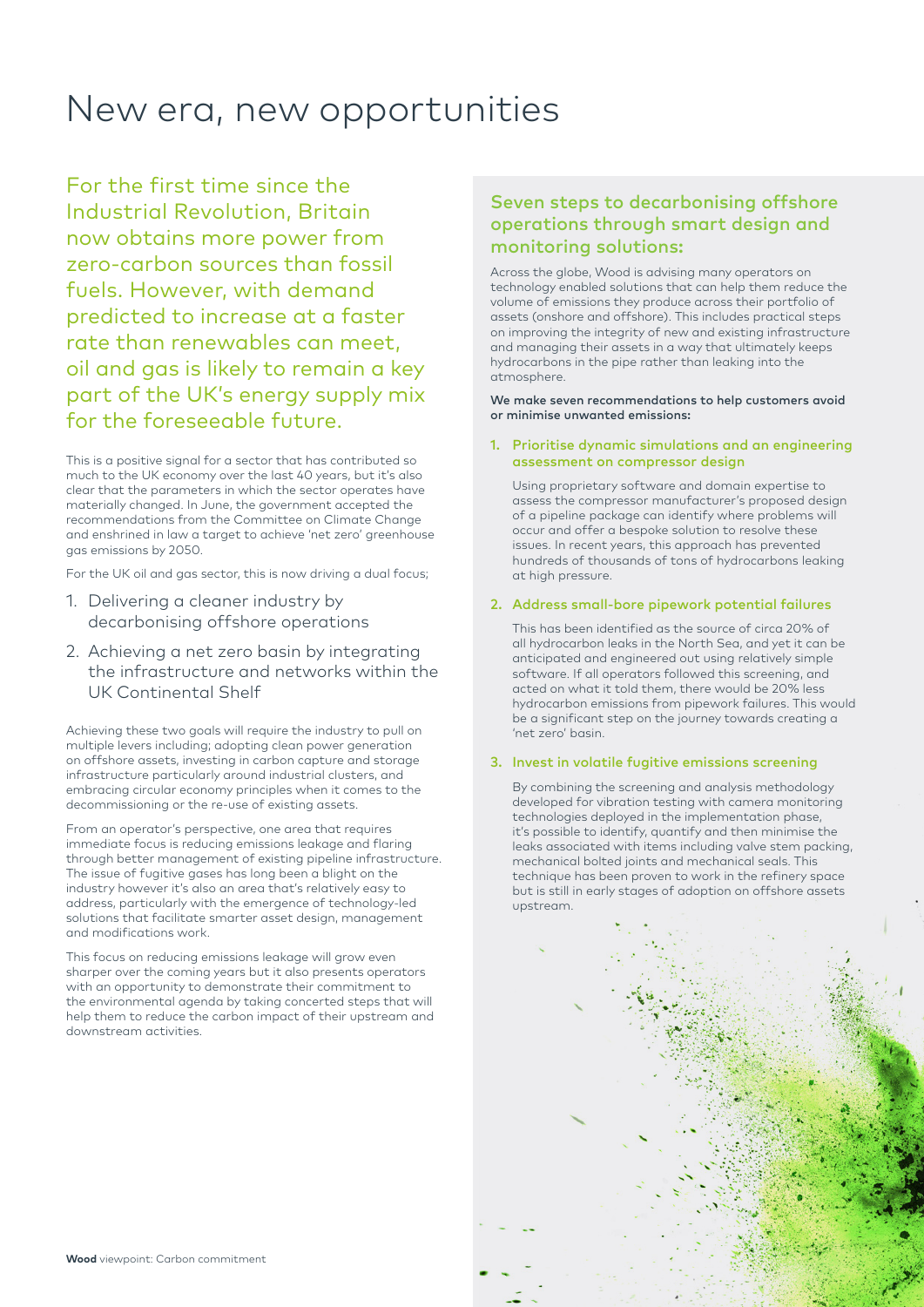# New era, new opportunities

For the first time since the Industrial Revolution, Britain now obtains more power from zero-carbon sources than fossil fuels. However, with demand predicted to increase at a faster rate than renewables can meet, oil and gas is likely to remain a key part of the UK's energy supply mix for the foreseeable future.

This is a positive signal for a sector that has contributed so much to the UK economy over the last 40 years, but it's also clear that the parameters in which the sector operates have materially changed. In June, the government accepted the recommendations from the Committee on Climate Change and enshrined in law a target to achieve 'net zero' greenhouse gas emissions by 2050.

For the UK oil and gas sector, this is now driving a dual focus;

1. Delivering a cleaner industry by decarbonising offshore operations
2. Achieving a net zero basin by integrating the infrastructure and networks within the UK Continental Shelf

Achieving these two goals will require the industry to pull on multiple levers including; adopting clean power generation on offshore assets, investing in carbon capture and storage infrastructure particularly around industrial clusters, and embracing circular economy principles when it comes to the decommissioning or the re-use of existing assets.

From an operator's perspective, one area that requires immediate focus is reducing emissions leakage and flaring through better management of existing pipeline infrastructure. The issue of fugitive gases has long been a blight on the industry however it's also an area that's relatively easy to address, particularly with the emergence of technology-led solutions that facilitate smarter asset design, management and modifications work.

This focus on reducing emissions leakage will grow even sharper over the coming years but it also presents operators with an opportunity to demonstrate their commitment to the environmental agenda by taking concerted steps that will help them to reduce the carbon impact of their upstream and downstream activities.

## Seven steps to decarbonising offshore operations through smart design and monitoring solutions:

Across the globe, Wood is advising many operators on technology enabled solutions that can help them reduce the volume of emissions they produce across their portfolio of assets (onshore and offshore). This includes practical steps on improving the integrity of new and existing infrastructure and managing their assets in a way that ultimately keeps hydrocarbons in the pipe rather than leaking into the atmosphere.

**We make seven recommendations to help customers avoid or minimise unwanted emissions:**

1. **Prioritise dynamic simulations and an engineering assessment on compressor design**

   Using proprietary software and domain expertise to assess the compressor manufacturer's proposed design of a pipeline package can identify where problems will occur and offer a bespoke solution to resolve these issues. In recent years, this approach has prevented hundreds of thousands of tons of hydrocarbons leaking at high pressure.

2. **Address small-bore pipework potential failures**

   This has been identified as the source of circa 20% of all hydrocarbon leaks in the North Sea, and yet it can be anticipated and engineered out using relatively simple software. If all operators followed this screening, and acted on what it told them, there would be 20% less hydrocarbon emissions from pipework failures. This would be a significant step on the journey towards creating a 'net zero' basin.

3. **Invest in volatile fugitive emissions screening**

   By combining the screening and analysis methodology developed for vibration testing with camera monitoring technologies deployed in the implementation phase, it's possible to identify, quantify and then minimise the leaks associated with items including valve stem packing, mechanical bolted joints and mechanical seals. This technique has been proven to work in the refinery space but is still in early stages of adoption on offshore assets upstream.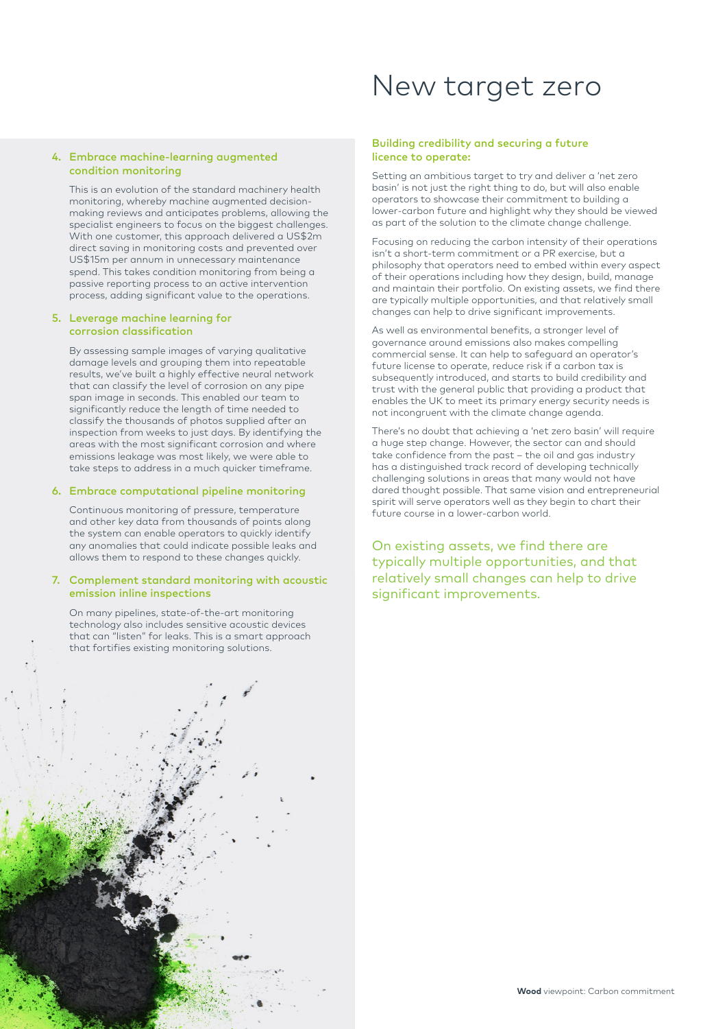# New target zero

4. **Embrace machine-learning augmented condition monitoring**

   This is an evolution of the standard machinery health monitoring, whereby machine augmented decision-making reviews and anticipates problems, allowing the specialist engineers to focus on the biggest challenges. With one customer, this approach delivered a US$2m direct saving in monitoring costs and prevented over US$15m per annum in unnecessary maintenance spend. This takes condition monitoring from being a passive reporting process to an active intervention process, adding significant value to the operations.

5. **Leverage machine learning for corrosion classification**

   By assessing sample images of varying qualitative damage levels and grouping them into repeatable results, we've built a highly effective neural network that can classify the level of corrosion on any pipe span image in seconds. This enabled our team to significantly reduce the length of time needed to classify the thousands of photos supplied after an inspection from weeks to just days. By identifying the areas with the most significant corrosion and where emissions leakage was most likely, we were able to take steps to address in a much quicker timeframe.

6. **Embrace computational pipeline monitoring**

   Continuous monitoring of pressure, temperature and other key data from thousands of points along the system can enable operators to quickly identify any anomalies that could indicate possible leaks and allows them to respond to these changes quickly.

7. **Complement standard monitoring with acoustic emission inline inspections**

   On many pipelines, state-of-the-art monitoring technology also includes sensitive acoustic devices that can "listen" for leaks. This is a smart approach that fortifies existing monitoring solutions.

### Building credibility and securing a future licence to operate:

Setting an ambitious target to try and deliver a 'net zero basin' is not just the right thing to do, but will also enable operators to showcase their commitment to building a lower-carbon future and highlight why they should be viewed as part of the solution to the climate change challenge.

Focusing on reducing the carbon intensity of their operations isn't a short-term commitment or a PR exercise, but a philosophy that operators need to embed within every aspect of their operations including how they design, build, manage and maintain their portfolio. On existing assets, we find there are typically multiple opportunities, and that relatively small changes can help to drive significant improvements.

As well as environmental benefits, a stronger level of governance around emissions also makes compelling commercial sense. It can help to safeguard an operator's future license to operate, reduce risk if a carbon tax is subsequently introduced, and starts to build credibility and trust with the general public that providing a product that enables the UK to meet its primary energy security needs is not incongruent with the climate change agenda.

There's no doubt that achieving a 'net zero basin' will require a huge step change. However, the sector can and should take confidence from the past – the oil and gas industry has a distinguished track record of developing technically challenging solutions in areas that many would not have dared thought possible. That same vision and entrepreneurial spirit will serve operators well as they begin to chart their future course in a lower-carbon world.

On existing assets, we find there are typically multiple opportunities, and that relatively small changes can help to drive significant improvements.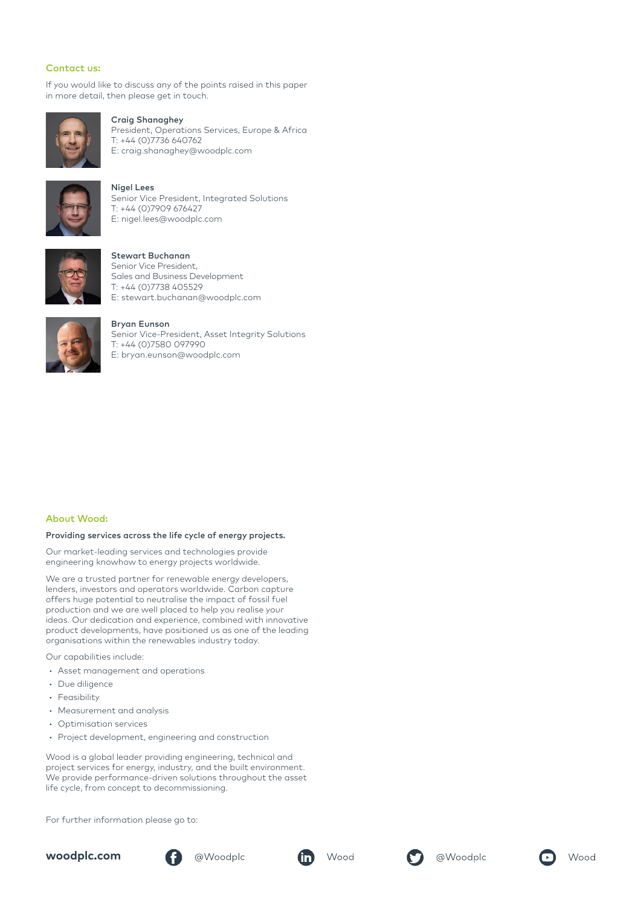## Contact us:

If you would like to discuss any of the points raised in this paper in more detail, then please get in touch.

**Craig Shanaghey**
President, Operations Services, Europe & Africa
T: +44 (0)7736 640762
E: craig.shanaghey@woodplc.com

**Nigel Lees**
Senior Vice President, Integrated Solutions
T: +44 (0)7909 676427
E: nigel.lees@woodplc.com

**Stewart Buchanan**
Senior Vice President,
Sales and Business Development
T: +44 (0)7738 405529
E: stewart.buchanan@woodplc.com

**Bryan Eunson**
Senior Vice-President, Asset Integrity Solutions
T: +44 (0)7580 097990
E: bryan.eunson@woodplc.com

## About Wood:

**Providing services across the life cycle of energy projects.**

Our market-leading services and technologies provide engineering knowhow to energy projects worldwide.

We are a trusted partner for renewable energy developers, lenders, investors and operators worldwide. Carbon capture offers huge potential to neutralise the impact of fossil fuel production and we are well placed to help you realise your ideas. Our dedication and experience, combined with innovative product developments, have positioned us as one of the leading organisations within the renewables industry today.

Our capabilities include:

- Asset management and operations
- Due diligence
- Feasibility
- Measurement and analysis
- Optimisation services
- Project development, engineering and construction

Wood is a global leader providing engineering, technical and project services for energy, industry, and the built environment. We provide performance-driven solutions throughout the asset life cycle, from concept to decommissioning.

For further information please go to:

**woodplc.com** @Woodplc Wood @Woodplc Wood